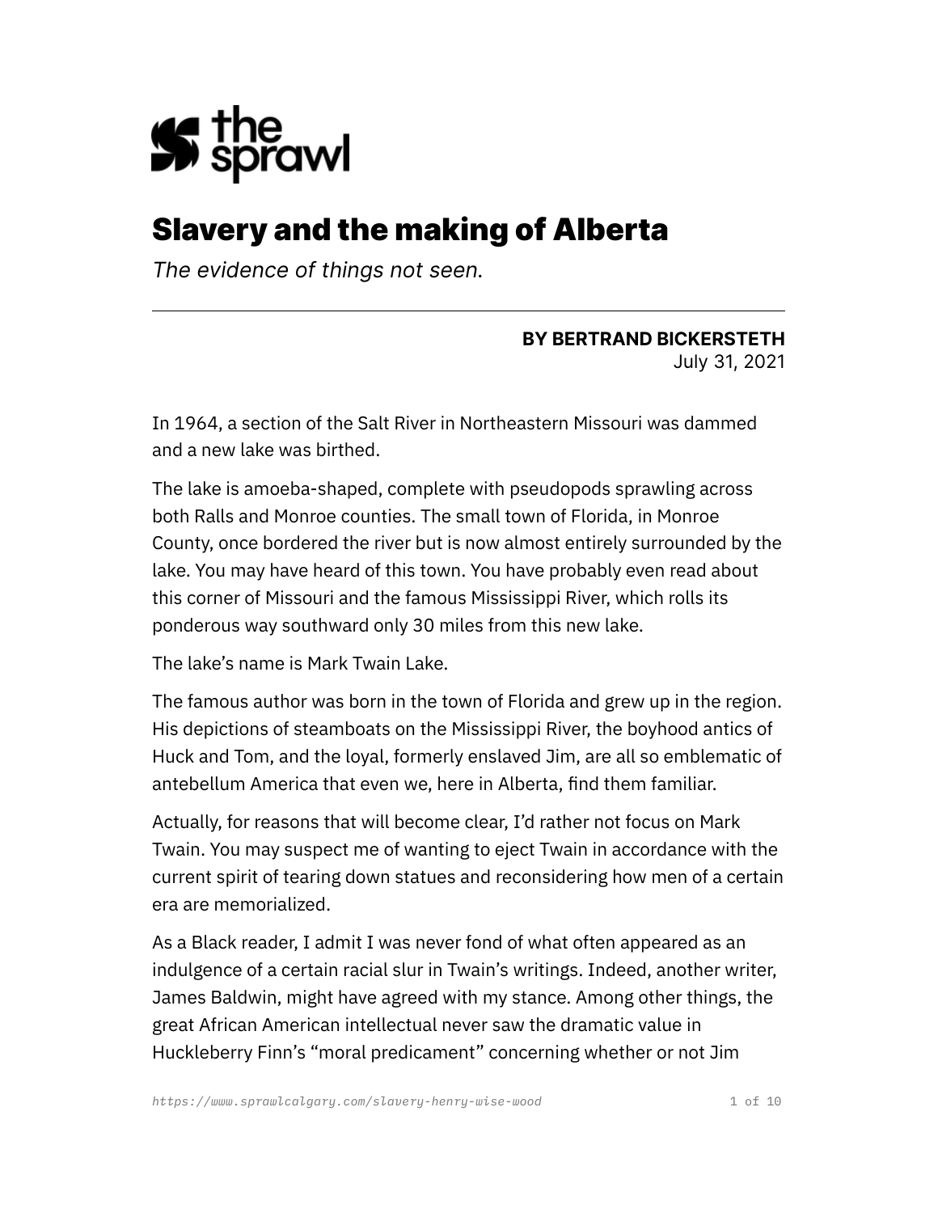# Slavery and the making of Alberta

*The evidence of things not seen.*

---

**BY BERTRAND BICKERSTETH**
July 31, 2021

In 1964, a section of the Salt River in Northeastern Missouri was dammed and a new lake was birthed.

The lake is amoeba-shaped, complete with pseudopods sprawling across both Ralls and Monroe counties. The small town of Florida, in Monroe County, once bordered the river but is now almost entirely surrounded by the lake. You may have heard of this town. You have probably even read about this corner of Missouri and the famous Mississippi River, which rolls its ponderous way southward only 30 miles from this new lake.

The lake's name is Mark Twain Lake.

The famous author was born in the town of Florida and grew up in the region. His depictions of steamboats on the Mississippi River, the boyhood antics of Huck and Tom, and the loyal, formerly enslaved Jim, are all so emblematic of antebellum America that even we, here in Alberta, find them familiar.

Actually, for reasons that will become clear, I'd rather not focus on Mark Twain. You may suspect me of wanting to eject Twain in accordance with the current spirit of tearing down statues and reconsidering how men of a certain era are memorialized.

As a Black reader, I admit I was never fond of what often appeared as an indulgence of a certain racial slur in Twain's writings. Indeed, another writer, James Baldwin, might have agreed with my stance. Among other things, the great African American intellectual never saw the dramatic value in Huckleberry Finn's "moral predicament" concerning whether or not Jim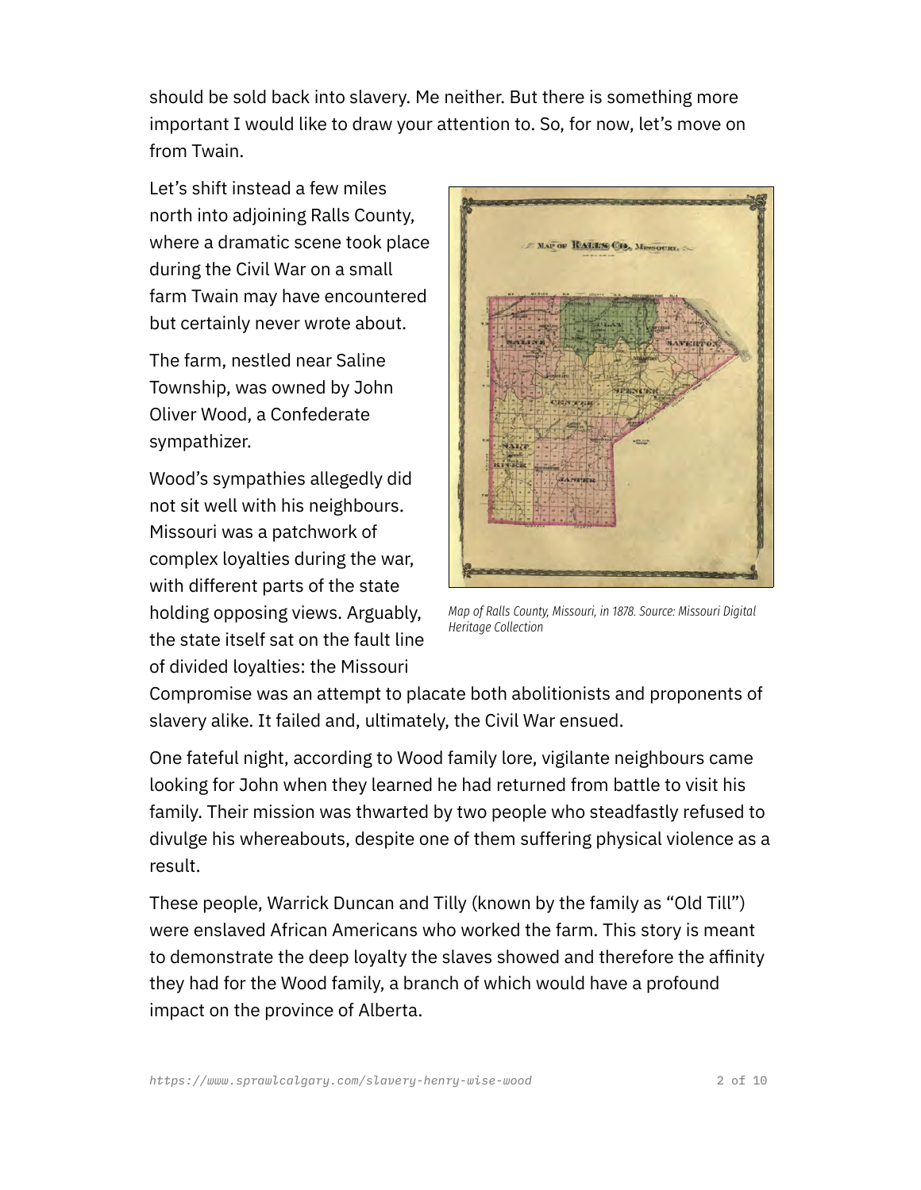should be sold back into slavery. Me neither. But there is something more important I would like to draw your attention to. So, for now, let's move on from Twain.

Let's shift instead a few miles north into adjoining Ralls County, where a dramatic scene took place during the Civil War on a small farm Twain may have encountered but certainly never wrote about.

The farm, nestled near Saline Township, was owned by John Oliver Wood, a Confederate sympathizer.

Wood's sympathies allegedly did not sit well with his neighbours. Missouri was a patchwork of complex loyalties during the war, with different parts of the state holding opposing views. Arguably, the state itself sat on the fault line of divided loyalties: the Missouri Compromise was an attempt to placate both abolitionists and proponents of slavery alike. It failed and, ultimately, the Civil War ensued.

*Map of Ralls County, Missouri, in 1878. Source: Missouri Digital Heritage Collection*

One fateful night, according to Wood family lore, vigilante neighbours came looking for John when they learned he had returned from battle to visit his family. Their mission was thwarted by two people who steadfastly refused to divulge his whereabouts, despite one of them suffering physical violence as a result.

These people, Warrick Duncan and Tilly (known by the family as "Old Till") were enslaved African Americans who worked the farm. This story is meant to demonstrate the deep loyalty the slaves showed and therefore the affinity they had for the Wood family, a branch of which would have a profound impact on the province of Alberta.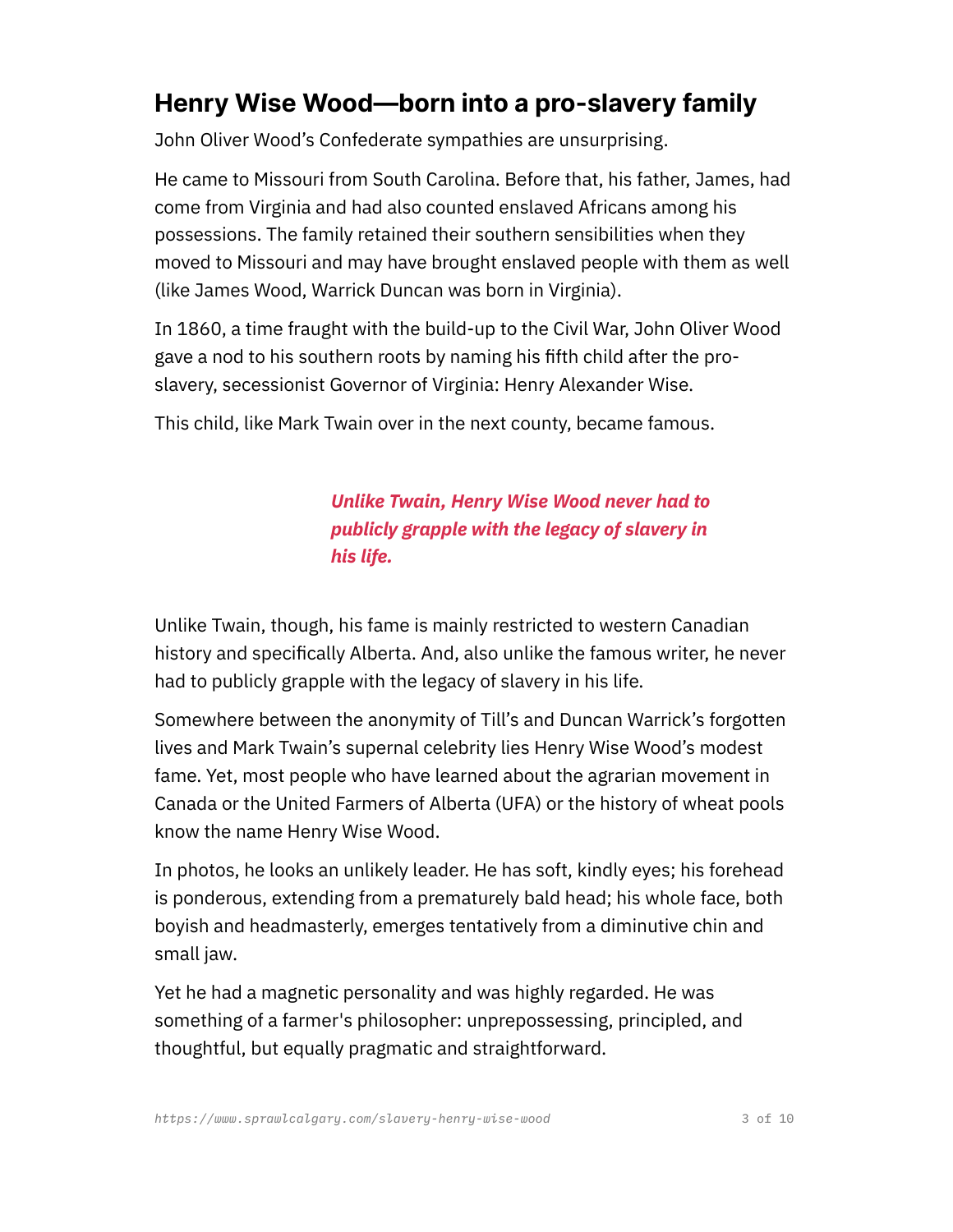## Henry Wise Wood—born into a pro-slavery family

John Oliver Wood's Confederate sympathies are unsurprising.

He came to Missouri from South Carolina. Before that, his father, James, had come from Virginia and had also counted enslaved Africans among his possessions. The family retained their southern sensibilities when they moved to Missouri and may have brought enslaved people with them as well (like James Wood, Warrick Duncan was born in Virginia).

In 1860, a time fraught with the build-up to the Civil War, John Oliver Wood gave a nod to his southern roots by naming his fifth child after the pro-slavery, secessionist Governor of Virginia: Henry Alexander Wise.

This child, like Mark Twain over in the next county, became famous.

> ***Unlike Twain, Henry Wise Wood never had to publicly grapple with the legacy of slavery in his life.***

Unlike Twain, though, his fame is mainly restricted to western Canadian history and specifically Alberta. And, also unlike the famous writer, he never had to publicly grapple with the legacy of slavery in his life.

Somewhere between the anonymity of Till's and Duncan Warrick's forgotten lives and Mark Twain's supernal celebrity lies Henry Wise Wood's modest fame. Yet, most people who have learned about the agrarian movement in Canada or the United Farmers of Alberta (UFA) or the history of wheat pools know the name Henry Wise Wood.

In photos, he looks an unlikely leader. He has soft, kindly eyes; his forehead is ponderous, extending from a prematurely bald head; his whole face, both boyish and headmasterly, emerges tentatively from a diminutive chin and small jaw.

Yet he had a magnetic personality and was highly regarded. He was something of a farmer's philosopher: unprepossessing, principled, and thoughtful, but equally pragmatic and straightforward.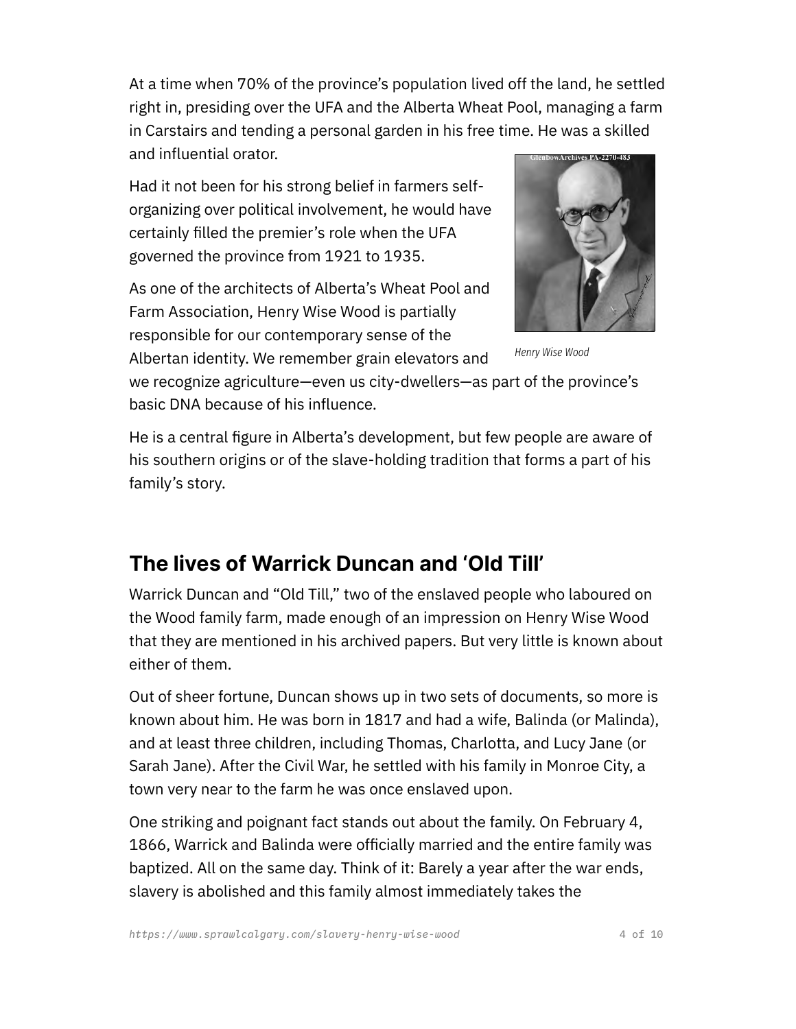At a time when 70% of the province's population lived off the land, he settled right in, presiding over the UFA and the Alberta Wheat Pool, managing a farm in Carstairs and tending a personal garden in his free time. He was a skilled and influential orator.

Had it not been for his strong belief in farmers self-organizing over political involvement, he would have certainly filled the premier's role when the UFA governed the province from 1921 to 1935.

As one of the architects of Alberta's Wheat Pool and Farm Association, Henry Wise Wood is partially responsible for our contemporary sense of the Albertan identity. We remember grain elevators and we recognize agriculture—even us city-dwellers—as part of the province's basic DNA because of his influence.

*Henry Wise Wood*

He is a central figure in Alberta's development, but few people are aware of his southern origins or of the slave-holding tradition that forms a part of his family's story.

## The lives of Warrick Duncan and 'Old Till'

Warrick Duncan and "Old Till," two of the enslaved people who laboured on the Wood family farm, made enough of an impression on Henry Wise Wood that they are mentioned in his archived papers. But very little is known about either of them.

Out of sheer fortune, Duncan shows up in two sets of documents, so more is known about him. He was born in 1817 and had a wife, Balinda (or Malinda), and at least three children, including Thomas, Charlotta, and Lucy Jane (or Sarah Jane). After the Civil War, he settled with his family in Monroe City, a town very near to the farm he was once enslaved upon.

One striking and poignant fact stands out about the family. On February 4, 1866, Warrick and Balinda were officially married and the entire family was baptized. All on the same day. Think of it: Barely a year after the war ends, slavery is abolished and this family almost immediately takes the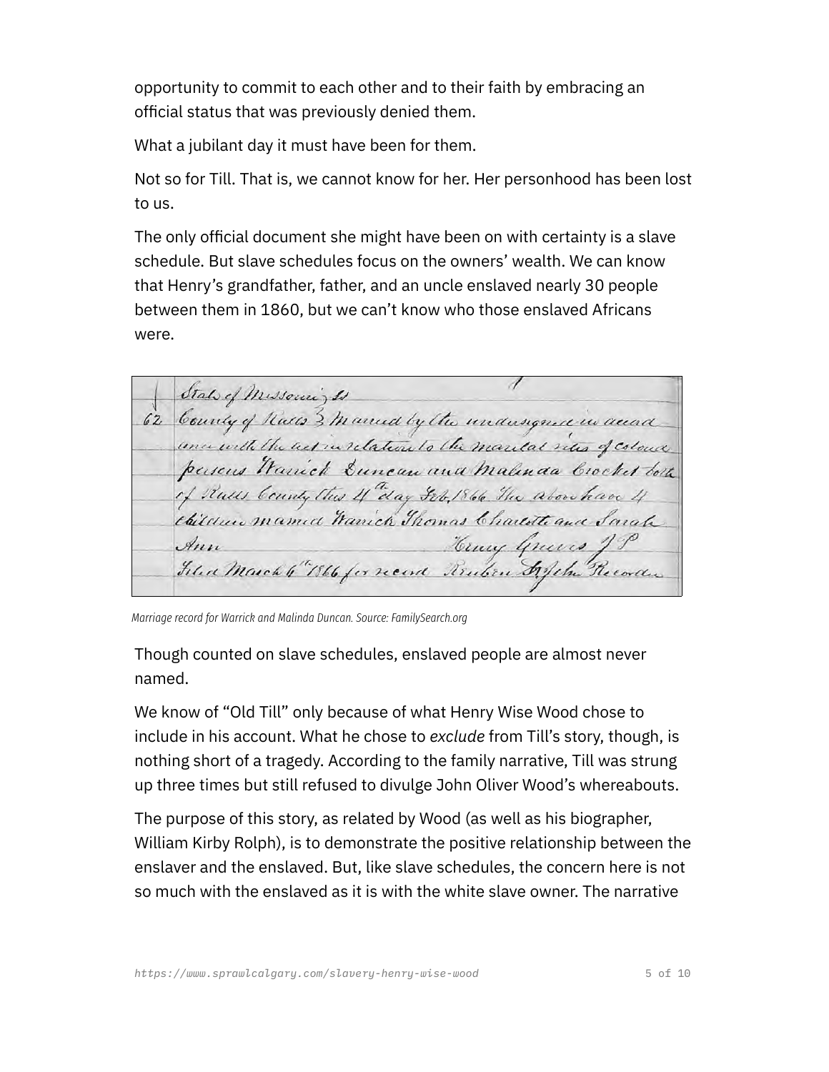opportunity to commit to each other and to their faith by embracing an official status that was previously denied them.

What a jubilant day it must have been for them.

Not so for Till. That is, we cannot know for her. Her personhood has been lost to us.

The only official document she might have been on with certainty is a slave schedule. But slave schedules focus on the owners' wealth. We can know that Henry's grandfather, father, and an uncle enslaved nearly 30 people between them in 1860, but we can't know who those enslaved Africans were.

*Marriage record for Warrick and Malinda Duncan. Source: FamilySearch.org*

Though counted on slave schedules, enslaved people are almost never named.

We know of "Old Till" only because of what Henry Wise Wood chose to include in his account. What he chose to *exclude* from Till's story, though, is nothing short of a tragedy. According to the family narrative, Till was strung up three times but still refused to divulge John Oliver Wood's whereabouts.

The purpose of this story, as related by Wood (as well as his biographer, William Kirby Rolph), is to demonstrate the positive relationship between the enslaver and the enslaved. But, like slave schedules, the concern here is not so much with the enslaved as it is with the white slave owner. The narrative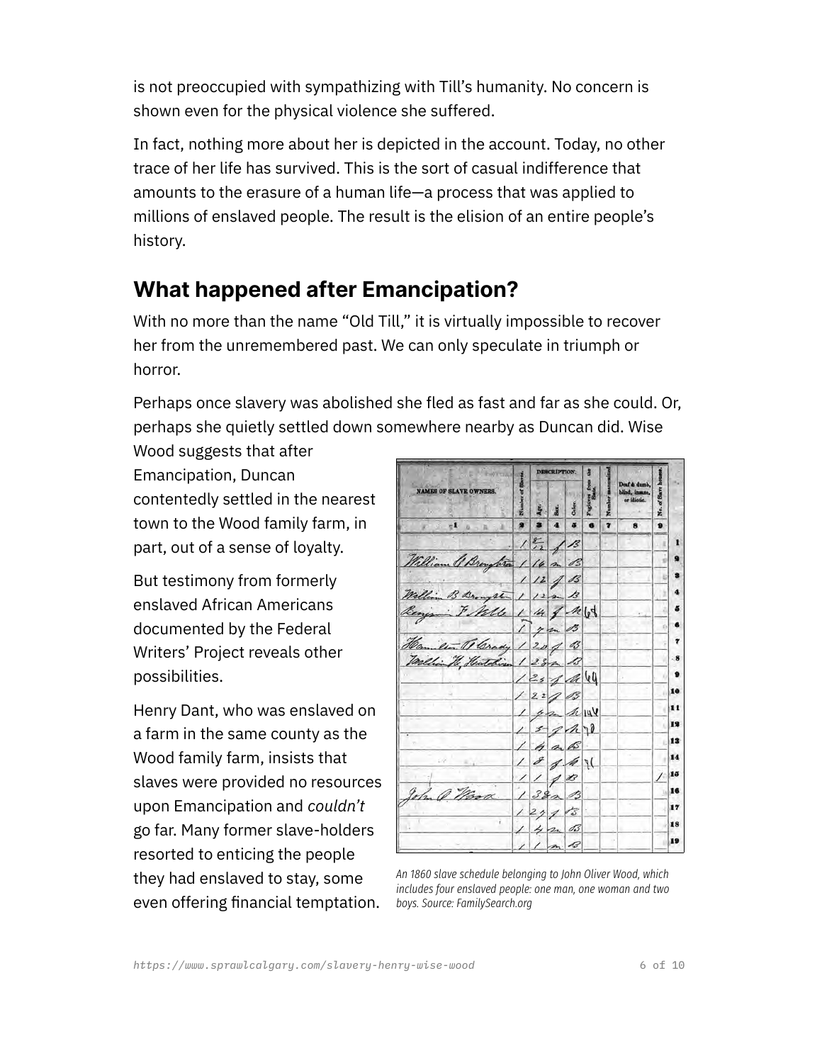is not preoccupied with sympathizing with Till's humanity. No concern is shown even for the physical violence she suffered.

In fact, nothing more about her is depicted in the account. Today, no other trace of her life has survived. This is the sort of casual indifference that amounts to the erasure of a human life—a process that was applied to millions of enslaved people. The result is the elision of an entire people's history.

## What happened after Emancipation?

With no more than the name "Old Till," it is virtually impossible to recover her from the unremembered past. We can only speculate in triumph or horror.

Perhaps once slavery was abolished she fled as fast and far as she could. Or, perhaps she quietly settled down somewhere nearby as Duncan did. Wise Wood suggests that after Emancipation, Duncan contentedly settled in the nearest town to the Wood family farm, in part, out of a sense of loyalty.

But testimony from formerly enslaved African Americans documented by the Federal Writers' Project reveals other possibilities.

Henry Dant, who was enslaved on a farm in the same county as the Wood family farm, insists that slaves were provided no resources upon Emancipation and *couldn't* go far. Many former slave-holders resorted to enticing the people they had enslaved to stay, some even offering financial temptation.

*An 1860 slave schedule belonging to John Oliver Wood, which includes four enslaved people: one man, one woman and two boys. Source: FamilySearch.org*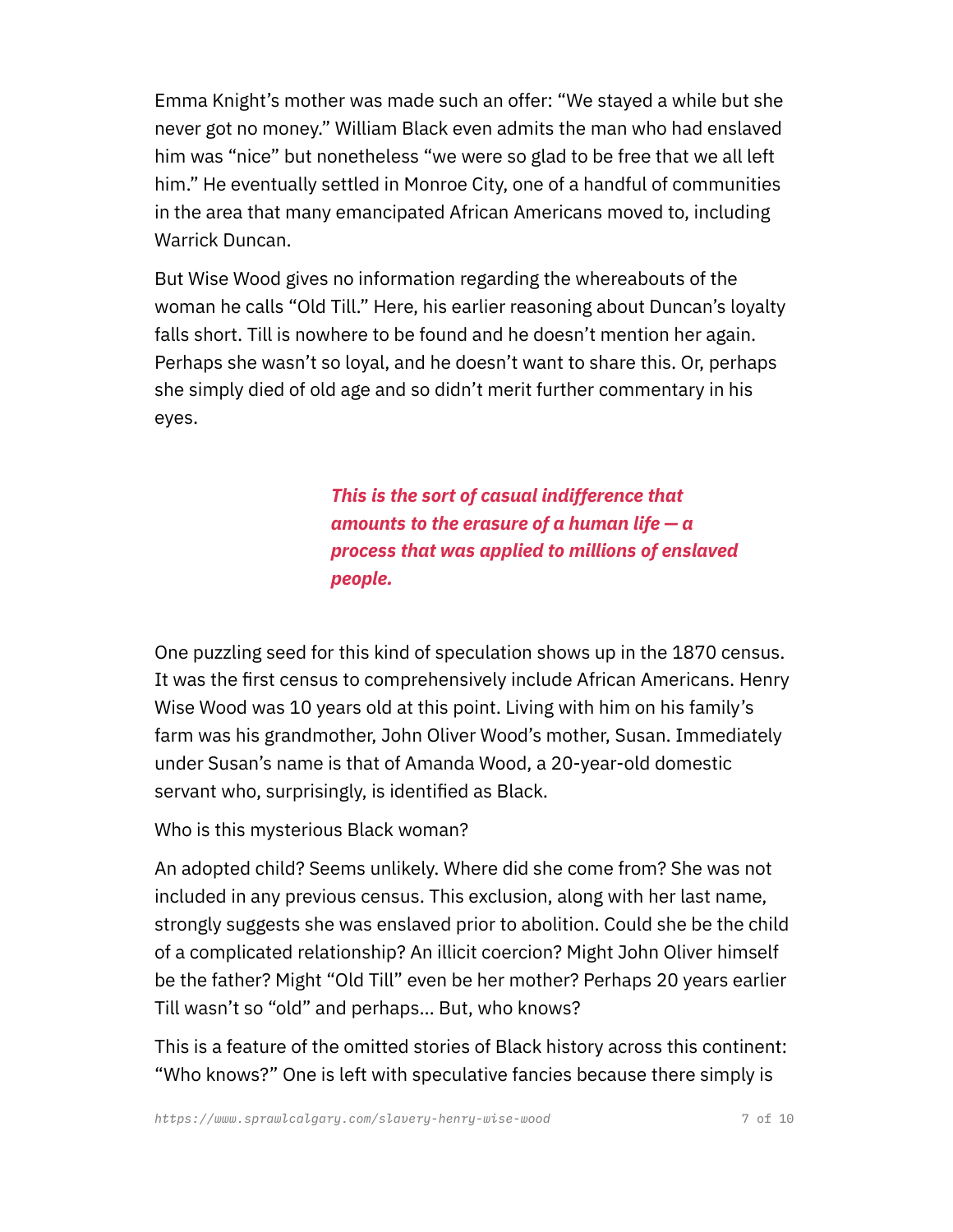Emma Knight's mother was made such an offer: "We stayed a while but she never got no money." William Black even admits the man who had enslaved him was "nice" but nonetheless "we were so glad to be free that we all left him." He eventually settled in Monroe City, one of a handful of communities in the area that many emancipated African Americans moved to, including Warrick Duncan.

But Wise Wood gives no information regarding the whereabouts of the woman he calls "Old Till." Here, his earlier reasoning about Duncan's loyalty falls short. Till is nowhere to be found and he doesn't mention her again. Perhaps she wasn't so loyal, and he doesn't want to share this. Or, perhaps she simply died of old age and so didn't merit further commentary in his eyes.

> ***This is the sort of casual indifference that amounts to the erasure of a human life — a process that was applied to millions of enslaved people.***

One puzzling seed for this kind of speculation shows up in the 1870 census. It was the first census to comprehensively include African Americans. Henry Wise Wood was 10 years old at this point. Living with him on his family's farm was his grandmother, John Oliver Wood's mother, Susan. Immediately under Susan's name is that of Amanda Wood, a 20-year-old domestic servant who, surprisingly, is identified as Black.

Who is this mysterious Black woman?

An adopted child? Seems unlikely. Where did she come from? She was not included in any previous census. This exclusion, along with her last name, strongly suggests she was enslaved prior to abolition. Could she be the child of a complicated relationship? An illicit coercion? Might John Oliver himself be the father? Might "Old Till" even be her mother? Perhaps 20 years earlier Till wasn't so "old" and perhaps... But, who knows?

This is a feature of the omitted stories of Black history across this continent: "Who knows?" One is left with speculative fancies because there simply is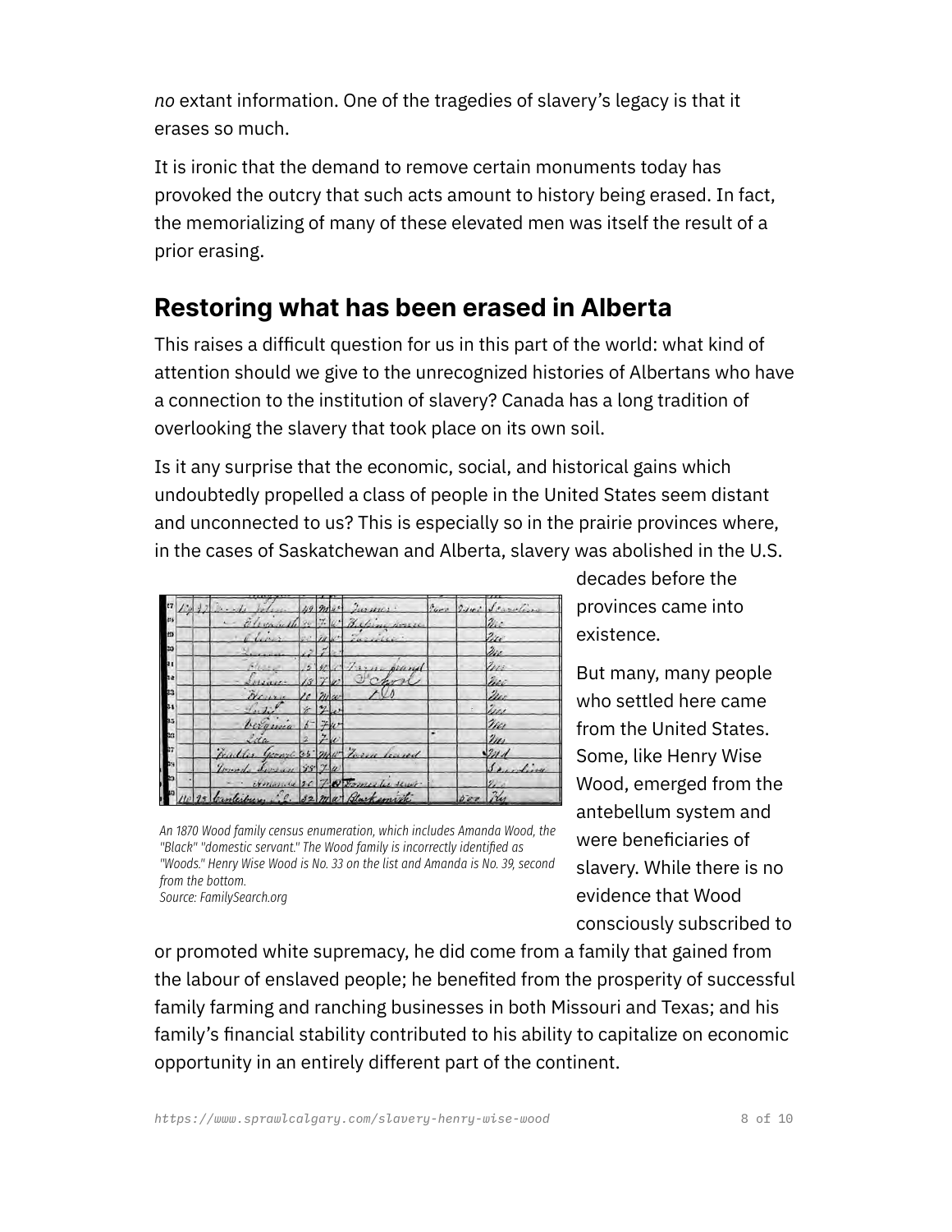*no* extant information. One of the tragedies of slavery's legacy is that it erases so much.

It is ironic that the demand to remove certain monuments today has provoked the outcry that such acts amount to history being erased. In fact, the memorializing of many of these elevated men was itself the result of a prior erasing.

## Restoring what has been erased in Alberta

This raises a difficult question for us in this part of the world: what kind of attention should we give to the unrecognized histories of Albertans who have a connection to the institution of slavery? Canada has a long tradition of overlooking the slavery that took place on its own soil.

Is it any surprise that the economic, social, and historical gains which undoubtedly propelled a class of people in the United States seem distant and unconnected to us? This is especially so in the prairie provinces where, in the cases of Saskatchewan and Alberta, slavery was abolished in the U.S. decades before the provinces came into existence.

But many, many people who settled here came from the United States. Some, like Henry Wise Wood, emerged from the antebellum system and were beneficiaries of slavery. While there is no evidence that Wood consciously subscribed to or promoted white supremacy, he did come from a family that gained from the labour of enslaved people; he benefited from the prosperity of successful family farming and ranching businesses in both Missouri and Texas; and his family's financial stability contributed to his ability to capitalize on economic opportunity in an entirely different part of the continent.

*An 1870 Wood family census enumeration, which includes Amanda Wood, the "Black" "domestic servant." The Wood family is incorrectly identified as "Woods." Henry Wise Wood is No. 33 on the list and Amanda is No. 39, second from the bottom.*
*Source: FamilySearch.org*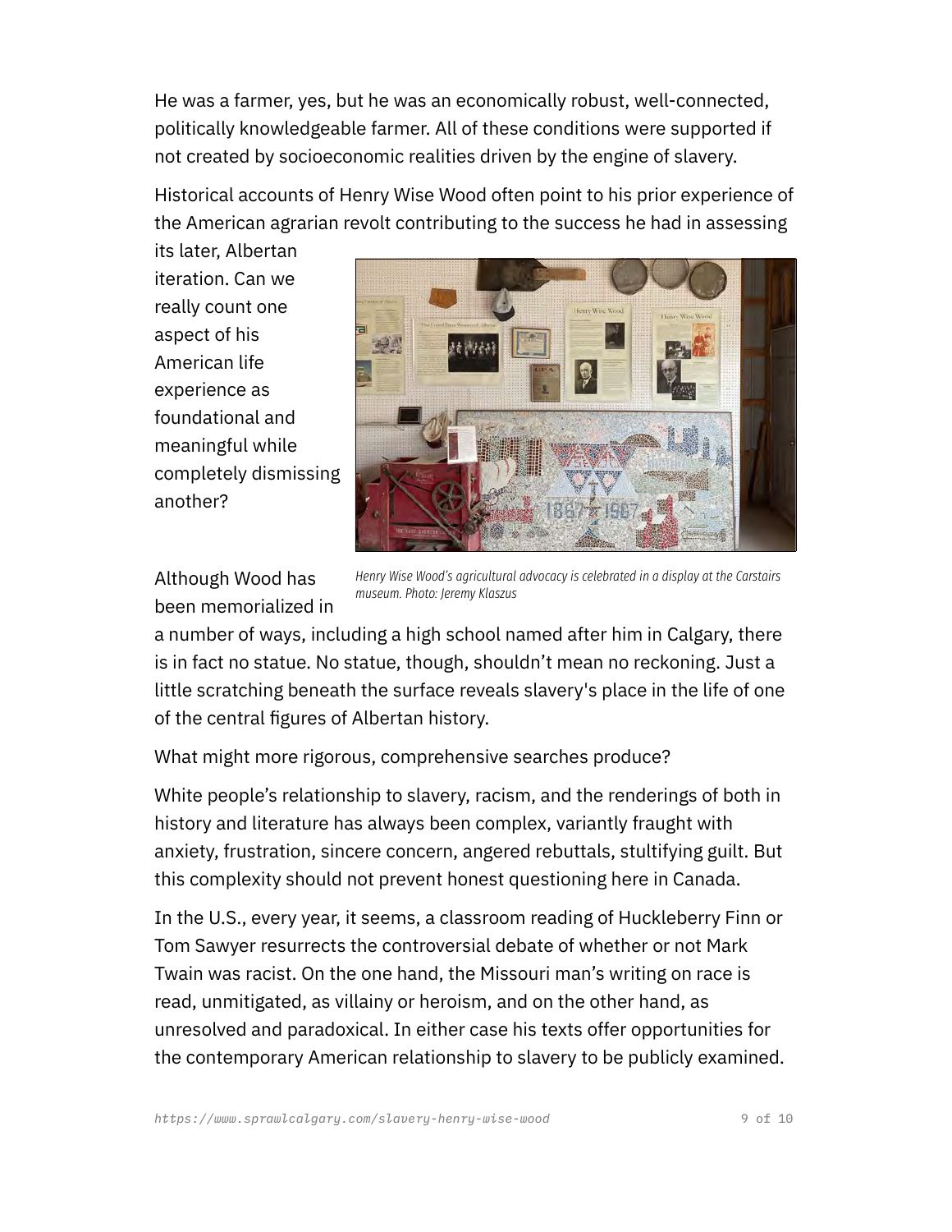He was a farmer, yes, but he was an economically robust, well-connected, politically knowledgeable farmer. All of these conditions were supported if not created by socioeconomic realities driven by the engine of slavery.

Historical accounts of Henry Wise Wood often point to his prior experience of the American agrarian revolt contributing to the success he had in assessing its later, Albertan iteration. Can we really count one aspect of his American life experience as foundational and meaningful while completely dismissing another?

*Henry Wise Wood's agricultural advocacy is celebrated in a display at the Carstairs museum. Photo: Jeremy Klaszus*

Although Wood has been memorialized in a number of ways, including a high school named after him in Calgary, there is in fact no statue. No statue, though, shouldn't mean no reckoning. Just a little scratching beneath the surface reveals slavery's place in the life of one of the central figures of Albertan history.

What might more rigorous, comprehensive searches produce?

White people's relationship to slavery, racism, and the renderings of both in history and literature has always been complex, variantly fraught with anxiety, frustration, sincere concern, angered rebuttals, stultifying guilt. But this complexity should not prevent honest questioning here in Canada.

In the U.S., every year, it seems, a classroom reading of Huckleberry Finn or Tom Sawyer resurrects the controversial debate of whether or not Mark Twain was racist. On the one hand, the Missouri man's writing on race is read, unmitigated, as villainy or heroism, and on the other hand, as unresolved and paradoxical. In either case his texts offer opportunities for the contemporary American relationship to slavery to be publicly examined.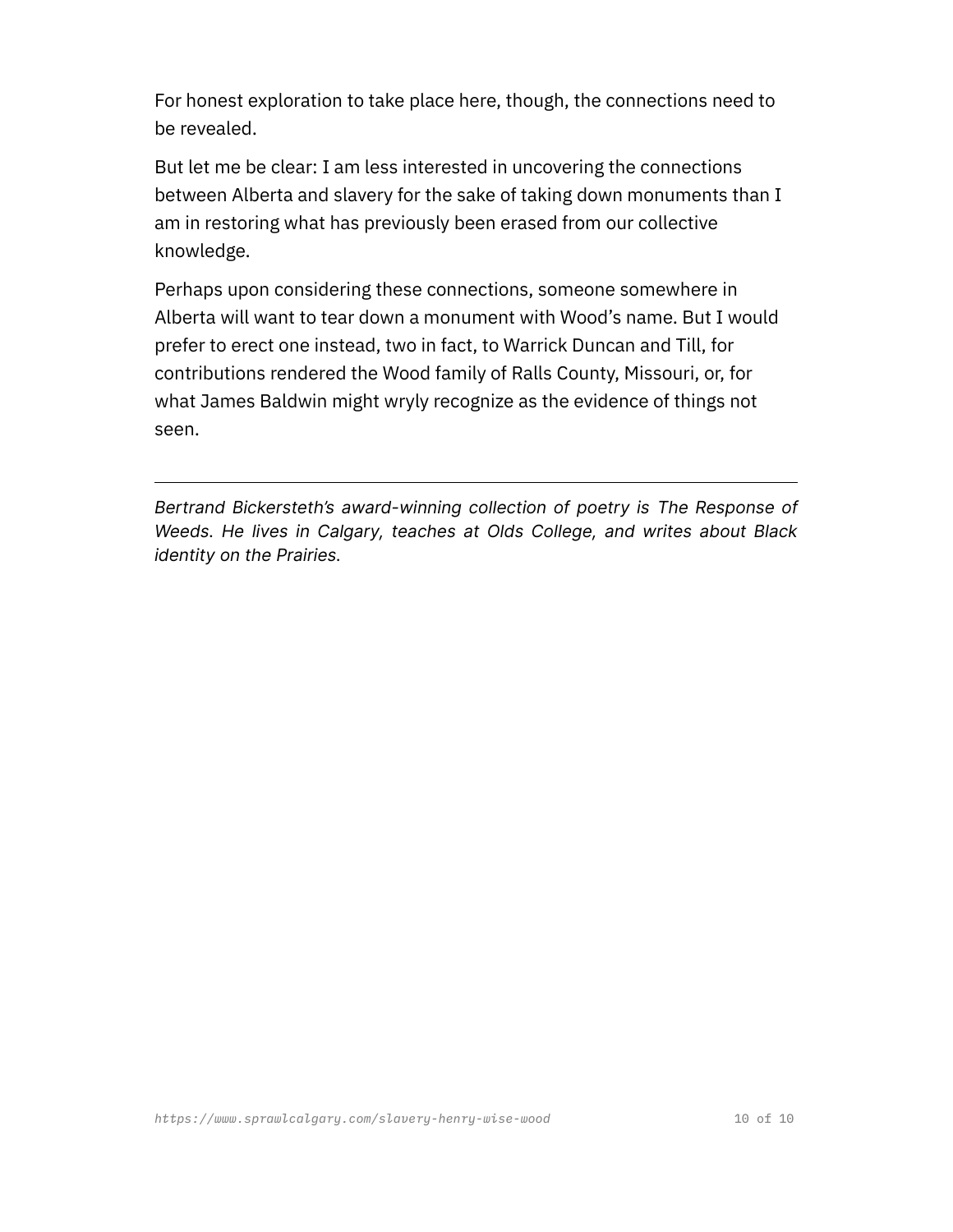For honest exploration to take place here, though, the connections need to be revealed.

But let me be clear: I am less interested in uncovering the connections between Alberta and slavery for the sake of taking down monuments than I am in restoring what has previously been erased from our collective knowledge.

Perhaps upon considering these connections, someone somewhere in Alberta will want to tear down a monument with Wood's name. But I would prefer to erect one instead, two in fact, to Warrick Duncan and Till, for contributions rendered the Wood family of Ralls County, Missouri, or, for what James Baldwin might wryly recognize as the evidence of things not seen.

---

*Bertrand Bickersteth's award-winning collection of poetry is The Response of Weeds. He lives in Calgary, teaches at Olds College, and writes about Black identity on the Prairies.*